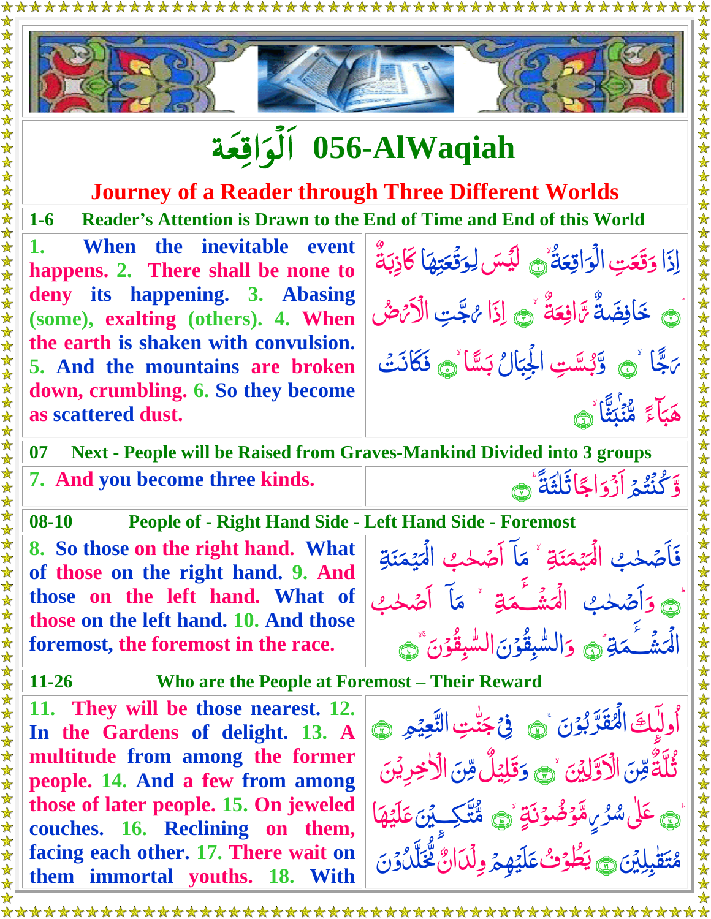# اَلْوَاقِعَة 056-AlWaqiah

## Journey of a Reader through Three Different Worlds

### 1-6 Reader's Attention is Drawn to the End of Time and End of this World

| | |
|---|---|
| 1. When the inevitable event happens. 2. There shall be none to deny its happening. 3. Abasing (some), exalting (others). 4. When the earth is shaken with convulsion. 5. And the mountains are broken down, crumbling. 6. So they become as scattered dust. | إِذَا وَقَعَتِ الْوَاقِعَةُ ۝١ لَيْسَ لِوَقْعَتِهَا كَاذِبَةٌ ۝٢ خَافِضَةٌ رَّافِعَةٌ ۝٣ إِذَا رُجَّتِ الْأَرْضُ رَجًّا ۝٤ وَبُسَّتِ الْجِبَالُ بَسًّا ۝٥ فَكَانَتْ هَبَاءً مُّنْبَثًّا ۝٦ |

### 07 Next - People will be Raised from Graves-Mankind Divided into 3 groups

| | |
|---|---|
| 7. And you become three kinds. | وَّكُنْتُمْ أَزْوَاجًا ثَلٰثَةً ۝٧ |

### 08-10 People of - Right Hand Side - Left Hand Side - Foremost

| | |
|---|---|
| 8. So those on the right hand. What of those on the right hand. 9. And those on the left hand. What of those on the left hand. 10. And those foremost, the foremost in the race. | فَأَصْحٰبُ الْمَيْمَنَةِ ۙ مَآ أَصْحٰبُ الْمَيْمَنَةِ ۝٨ وَأَصْحٰبُ الْمَشْـَٔمَةِ ۙ مَآ أَصْحٰبُ الْمَشْـَٔمَةِ ۝٩ وَالسّٰبِقُوْنَ السّٰبِقُوْنَ ۝١٠ |

### 11-26 Who are the People at Foremost – Their Reward

| | |
|---|---|
| 11. They will be those nearest. 12. In the Gardens of delight. 13. A multitude from among the former people. 14. And a few from among those of later people. 15. On jeweled couches. 16. Reclining on them, facing each other. 17. There wait on them immortal youths. 18. With | أُولٰٓئِكَ الْمُقَرَّبُوْنَ ۝١١ فِيْ جَنّٰتِ النَّعِيْمِ ۝١٢ ثُلَّةٌ مِّنَ الْأَوَّلِيْنَ ۝١٣ وَقَلِيْلٌ مِّنَ الْاٰخِرِيْنَ ۝١٤ عَلٰى سُرُرٍ مَّوْضُوْنَةٍ ۝١٥ مُّتَّكِـِٔيْنَ عَلَيْهَا مُتَقٰبِلِيْنَ ۝١٦ يَطُوْفُ عَلَيْهِمْ وِلْدَانٌ مُّخَلَّدُوْنَ |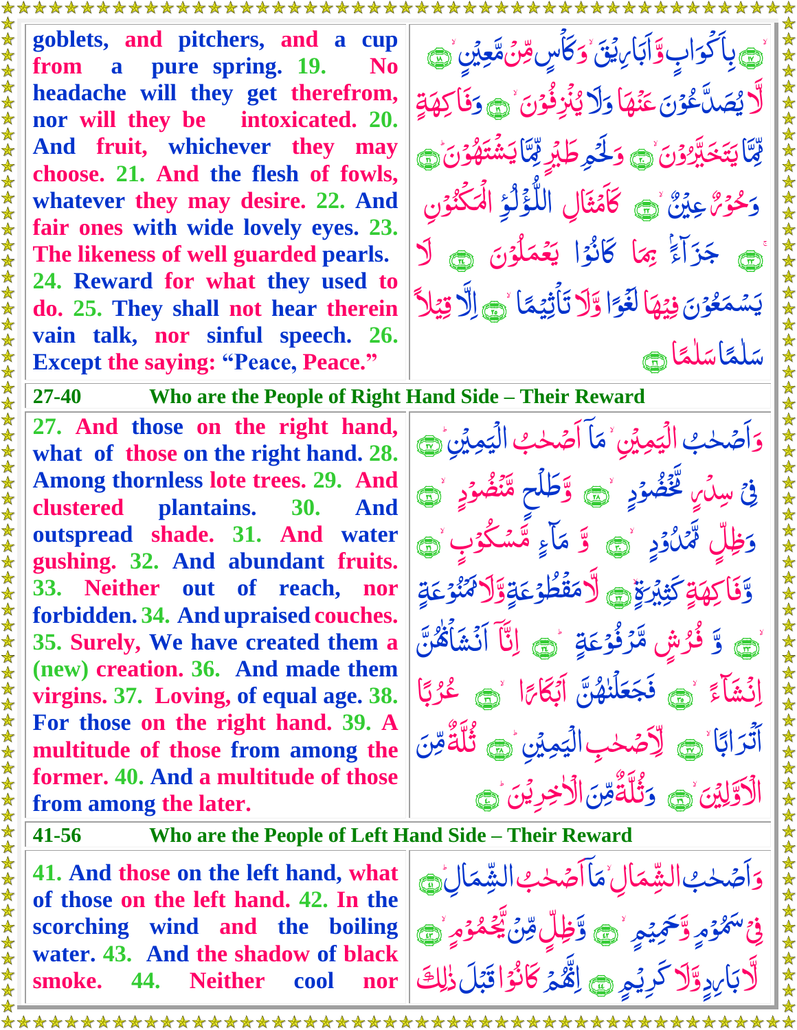| | |
|---|---|
| goblets, and pitchers, and a cup from a pure spring. 19. No headache will they get therefrom, nor will they be intoxicated. 20. And fruit, whichever they may choose. 21. And the flesh of fowls, whatever they may desire. 22. And fair ones with wide lovely eyes. 23. The likeness of well guarded pearls. 24. Reward for what they used to do. 25. They shall not hear therein vain talk, nor sinful speech. 26. Except the saying: "Peace, Peace." | بِاَكْوَابٍ وَّاَبَارِيْقَ ۙ وَكَاْسٍ مِّنْ مَّعِيْنٍ ۙ﴿۱۸﴾ لَّا يُصَدَّعُوْنَ عَنْهَا وَلَا يُنْزِفُوْنَ ۙ﴿۱۹﴾ وَفَاكِهَةٍ مِّمَّا يَتَخَيَّرُوْنَ ۙ﴿۲۰﴾ وَلَحْمِ طَيْرٍ مِّمَّا يَشْتَهُوْنَ ؕ﴿۲۱﴾ وَحُوْرٌ عِيْنٌ ۙ﴿۲۲﴾ كَاَمْثَالِ اللُّؤْلُؤِ الْمَكْنُوْنِ ۚ﴿۲۳﴾ جَزَآءًۢ بِمَا كَانُوْا يَعْمَلُوْنَ ﴿۲۴﴾ لَا يَسْمَعُوْنَ فِيْهَا لَغْوًا وَّلَا تَاْثِيْمًا ۙ﴿۲۵﴾ اِلَّا قِيْلًا سَلٰمًا سَلٰمًا ﴿۲۶﴾ |

## 27-40 Who are the People of Right Hand Side – Their Reward

| | |
|---|---|
| 27. And those on the right hand, what of those on the right hand. 28. Among thornless lote trees. 29. And clustered plantains. 30. And outspread shade. 31. And water gushing. 32. And abundant fruits. 33. Neither out of reach, nor forbidden. 34. And upraised couches. 35. Surely, We have created them a (new) creation. 36. And made them virgins. 37. Loving, of equal age. 38. For those on the right hand. 39. A multitude of those from among the former. 40. And a multitude of those from among the later. | وَاَصْحٰبُ الْيَمِيْنِ ۙ مَاۤ اَصْحٰبُ الْيَمِيْنِ ؕ﴿۲۷﴾ فِيْ سِدْرٍ مَّخْضُوْدٍ ۙ﴿۲۸﴾ وَّطَلْحٍ مَّنْضُوْدٍ ۙ﴿۲۹﴾ وَّظِلٍّ مَّمْدُوْدٍ ۙ﴿۳۰﴾ وَّمَآءٍ مَّسْكُوْبٍ ۙ﴿۳۱﴾ وَّفَاكِهَةٍ كَثِيْرَةٍ ۙ﴿۳۲﴾ لَّا مَقْطُوْعَةٍ وَّلَا مَمْنُوْعَةٍ ۙ﴿۳۳﴾ وَّفُرُشٍ مَّرْفُوْعَةٍ ؕ﴿۳۴﴾ اِنَّاۤ اَنْشَاْنٰهُنَّ اِنْشَآءً ۙ﴿۳۵﴾ فَجَعَلْنٰهُنَّ اَبْكَارًا ۙ﴿۳۶﴾ عُرُبًا اَتْرَابًا ۙ﴿۳۷﴾ لِّاَصْحٰبِ الْيَمِيْنِ ؕ﴿۳۸﴾ ثُلَّةٌ مِّنَ الْاَوَّلِيْنَ ۙ﴿۳۹﴾ وَثُلَّةٌ مِّنَ الْاٰخِرِيْنَ ؕ﴿۴۰﴾ |

## 41-56 Who are the People of Left Hand Side – Their Reward

| | |
|---|---|
| 41. And those on the left hand, what of those on the left hand. 42. In the scorching wind and the boiling water. 43. And the shadow of black smoke. 44. Neither cool nor | وَاَصْحٰبُ الشِّمَالِ ۙ مَاۤ اَصْحٰبُ الشِّمَالِ ؕ﴿۴۱﴾ فِيْ سَمُوْمٍ وَّحَمِيْمٍ ۙ﴿۴۲﴾ وَّظِلٍّ مِّنْ يَّحْمُوْمٍ ۙ﴿۴۳﴾ لَّا بَارِدٍ وَّلَا كَرِيْمٍ ﴿۴۴﴾ اِنَّهُمْ كَانُوْا قَبْلَ ذٰلِكَ |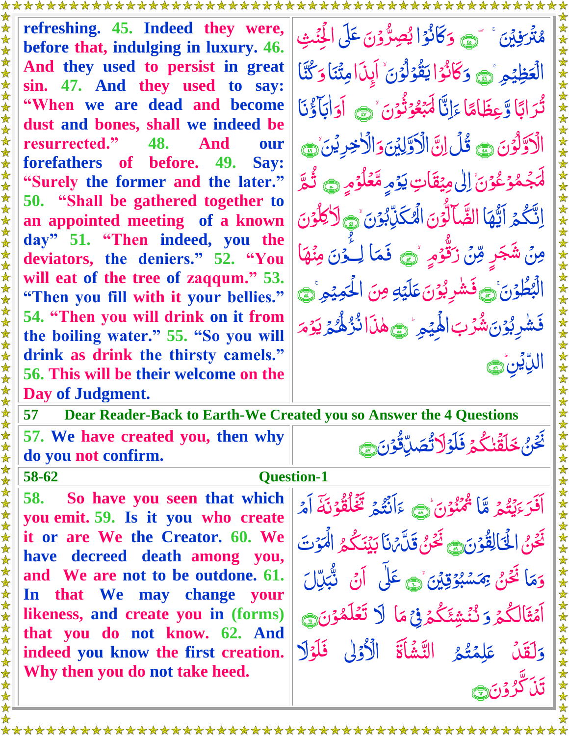| | |
|---|---|
| refreshing. 45. Indeed they were, before that, indulging in luxury. 46. And they used to persist in great sin. 47. And they used to say: "When we are dead and become dust and bones, shall we indeed be resurrected." 48. And our forefathers of before. 49. Say: "Surely the former and the later." 50. "Shall be gathered together to an appointed meeting of a known day" 51. "Then indeed, you the deviators, the deniers." 52. "You will eat of the tree of zaqqum." 53. "Then you fill with it your bellies." 54. "Then you will drink on it from the boiling water." 55. "So you will drink as drink the thirsty camels." 56. This will be their welcome on the Day of Judgment. | مُتْرَفِينَ ﴿٤٥﴾ وَكَانُوا يُصِرُّونَ عَلَى الْحِنْثِ الْعَظِيمِ ﴿٤٦﴾ وَكَانُوا يَقُولُونَ أَئِذَا مِتْنَا وَكُنَّا تُرَابًا وَعِظَامًا أَإِنَّا لَمَبْعُوثُونَ ﴿٤٧﴾ أَوَآبَاؤُنَا الْأَوَّلُونَ ﴿٤٨﴾ قُلْ إِنَّ الْأَوَّلِينَ وَالْآخِرِينَ ﴿٤٩﴾ لَمَجْمُوعُونَ إِلَىٰ مِيقَاتِ يَوْمٍ مَعْلُومٍ ﴿٥٠﴾ ثُمَّ إِنَّكُمْ أَيُّهَا الضَّالُّونَ الْمُكَذِّبُونَ ﴿٥١﴾ لَآكِلُونَ مِنْ شَجَرٍ مِنْ زَقُّومٍ ﴿٥٢﴾ فَمَالِئُونَ مِنْهَا الْبُطُونَ ﴿٥٣﴾ فَشَارِبُونَ عَلَيْهِ مِنَ الْحَمِيمِ ﴿٥٤﴾ فَشَارِبُونَ شُرْبَ الْهِيمِ ﴿٥٥﴾ هَٰذَا نُزُلُهُمْ يَوْمَ الدِّينِ ﴿٥٦﴾ |

**57 Dear Reader-Back to Earth-We Created you so Answer the 4 Questions**

| | |
|---|---|
| 57. We have created you, then why do you not confirm. | نَحْنُ خَلَقْنَاكُمْ فَلَوْلَا تُصَدِّقُونَ ﴿٥٧﴾ |

**58-62 Question-1**

| | |
|---|---|
| 58. So have you seen that which you emit. 59. Is it you who create it or are We the Creator. 60. We have decreed death among you, and We are not to be outdone. 61. In that We may change your likeness, and create you in (forms) that you do not know. 62. And indeed you know the first creation. Why then you do not take heed. | أَفَرَأَيْتُمْ مَا تُمْنُونَ ﴿٥٨﴾ أَأَنْتُمْ تَخْلُقُونَهُ أَمْ نَحْنُ الْخَالِقُونَ ﴿٥٩﴾ نَحْنُ قَدَّرْنَا بَيْنَكُمُ الْمَوْتَ وَمَا نَحْنُ بِمَسْبُوقِينَ ﴿٦٠﴾ عَلَىٰ أَنْ نُبَدِّلَ أَمْثَالَكُمْ وَنُنْشِئَكُمْ فِي مَا لَا تَعْلَمُونَ ﴿٦١﴾ وَلَقَدْ عَلِمْتُمُ النَّشْأَةَ الْأُولَىٰ فَلَوْلَا تَذَكَّرُونَ ﴿٦٢﴾ |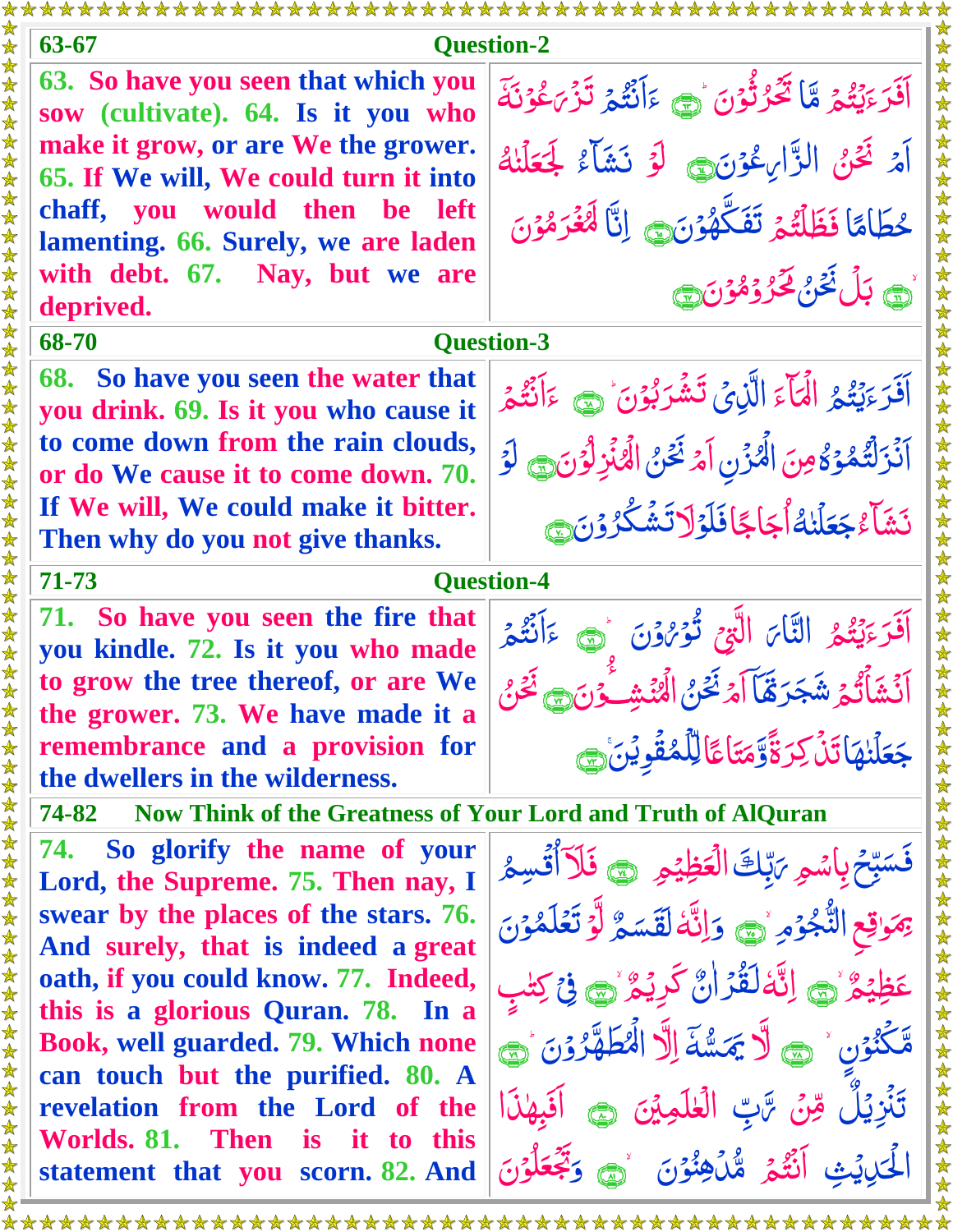## 63-67 Question-2

63. So have you seen that which you sow (cultivate). 64. Is it you who make it grow, or are We the grower. 65. If We will, We could turn it into chaff, you would then be left lamenting. 66. Surely, we are laden with debt. 67. Nay, but we are deprived.

أَفَرَءَيْتُم مَّا تَحْرُثُونَ ﴿٦٣﴾ ءَأَنتُمْ تَزْرَعُونَهُۥٓ أَمْ نَحْنُ ٱلزَّٰرِعُونَ ﴿٦٤﴾ لَوْ نَشَآءُ لَجَعَلْنَٰهُ حُطَٰمًا فَظَلْتُمْ تَفَكَّهُونَ ﴿٦٥﴾ إِنَّا لَمُغْرَمُونَ ﴿٦٦﴾ بَلْ نَحْنُ مَحْرُومُونَ ﴿٦٧﴾

## 68-70 Question-3

68. So have you seen the water that you drink. 69. Is it you who cause it to come down from the rain clouds, or do We cause it to come down. 70. If We will, We could make it bitter. Then why do you not give thanks.

أَفَرَءَيْتُمُ ٱلْمَآءَ ٱلَّذِى تَشْرَبُونَ ﴿٦٨﴾ ءَأَنتُمْ أَنزَلْتُمُوهُ مِنَ ٱلْمُزْنِ أَمْ نَحْنُ ٱلْمُنزِلُونَ ﴿٦٩﴾ لَوْ نَشَآءُ جَعَلْنَٰهُ أُجَاجًا فَلَوْلَا تَشْكُرُونَ ﴿٧٠﴾

## 71-73 Question-4

71. So have you seen the fire that you kindle. 72. Is it you who made to grow the tree thereof, or are We the grower. 73. We have made it a remembrance and a provision for the dwellers in the wilderness.

أَفَرَءَيْتُمُ ٱلنَّارَ ٱلَّتِى تُورُونَ ﴿٧١﴾ ءَأَنتُمْ أَنشَأْتُمْ شَجَرَتَهَآ أَمْ نَحْنُ ٱلْمُنشِـُٔونَ ﴿٧٢﴾ نَحْنُ جَعَلْنَٰهَا تَذْكِرَةً وَمَتَٰعًا لِّلْمُقْوِينَ ﴿٧٣﴾

## 74-82 Now Think of the Greatness of Your Lord and Truth of AlQuran

74. So glorify the name of your Lord, the Supreme. 75. Then nay, I swear by the places of the stars. 76. And surely, that is indeed a great oath, if you could know. 77. Indeed, this is a glorious Quran. 78. In a Book, well guarded. 79. Which none can touch but the purified. 80. A revelation from the Lord of the Worlds. 81. Then is it to this statement that you scorn. 82. And

فَسَبِّحْ بِٱسْمِ رَبِّكَ ٱلْعَظِيمِ ﴿٧٤﴾ فَلَآ أُقْسِمُ بِمَوَٰقِعِ ٱلنُّجُومِ ﴿٧٥﴾ وَإِنَّهُۥ لَقَسَمٌ لَّوْ تَعْلَمُونَ عَظِيمٌ ﴿٧٦﴾ إِنَّهُۥ لَقُرْءَانٌ كَرِيمٌ ﴿٧٧﴾ فِى كِتَٰبٍ مَّكْنُونٍ ﴿٧٨﴾ لَّا يَمَسُّهُۥٓ إِلَّا ٱلْمُطَهَّرُونَ ﴿٧٩﴾ تَنزِيلٌ مِّن رَّبِّ ٱلْعَٰلَمِينَ ﴿٨٠﴾ أَفَبِهَٰذَا ٱلْحَدِيثِ أَنتُم مُّدْهِنُونَ ﴿٨١﴾ وَتَجْعَلُونَ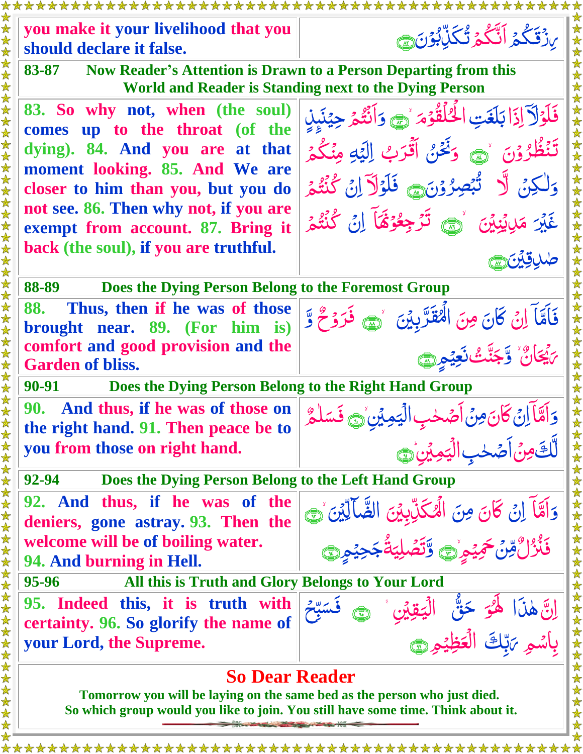| | |
|---|---|
| you make it your livelihood that you should declare it false. | رِزْقَكُمْ اَنَّكُمْ تُكَذِّبُوْنَ ﴿٨٢﴾ |

**83-87 Now Reader's Attention is Drawn to a Person Departing from this World and Reader is Standing next to the Dying Person**

| | |
|---|---|
| 83. So why not, when (the soul) comes up to the throat (of the dying). 84. And you are at that moment looking. 85. And We are closer to him than you, but you do not see. 86. Then why not, if you are exempt from account. 87. Bring it back (the soul), if you are truthful. | فَلَوْلَآ اِذَا بَلَغَتِ الْحُلْقُوْمَ ﴿٨٣﴾ وَاَنْتُمْ حِيْنَئِذٍ تَنْظُرُوْنَ ﴿٨٤﴾ وَنَحْنُ اَقْرَبُ اِلَيْهِ مِنْكُمْ وَلٰكِنْ لَّا تُبْصِرُوْنَ ﴿٨٥﴾ فَلَوْلَآ اِنْ كُنْتُمْ غَيْرَ مَدِيْنِيْنَ ﴿٨٦﴾ تَرْجِعُوْنَهَآ اِنْ كُنْتُمْ صٰدِقِيْنَ ﴿٨٧﴾ |

**88-89 Does the Dying Person Belong to the Foremost Group**

| | |
|---|---|
| 88. Thus, then if he was of those brought near. 89. (For him is) comfort and good provision and the Garden of bliss. | فَاَمَّآ اِنْ كَانَ مِنَ الْمُقَرَّبِيْنَ ﴿٨٨﴾ فَرَوْحٌ وَّرَيْحَانٌ ۙ وَّجَنَّتُ نَعِيْمٍ ﴿٨٩﴾ |

**90-91 Does the Dying Person Belong to the Right Hand Group**

| | |
|---|---|
| 90. And thus, if he was of those on the right hand. 91. Then peace be to you from those on right hand. | وَاَمَّآ اِنْ كَانَ مِنْ اَصْحٰبِ الْيَمِيْنِ ﴿٩٠﴾ فَسَلٰمٌ لَّكَ مِنْ اَصْحٰبِ الْيَمِيْنِ ﴿٩١﴾ |

**92-94 Does the Dying Person Belong to the Left Hand Group**

| | |
|---|---|
| 92. And thus, if he was of the deniers, gone astray. 93. Then the welcome will be of boiling water. 94. And burning in Hell. | وَاَمَّآ اِنْ كَانَ مِنَ الْمُكَذِّبِيْنَ الضَّآلِّيْنَ ﴿٩٢﴾ فَنُزُلٌ مِّنْ حَمِيْمٍ ﴿٩٣﴾ وَّتَصْلِيَةُ جَحِيْمٍ ﴿٩٤﴾ |

**95-96 All this is Truth and Glory Belongs to Your Lord**

| | |
|---|---|
| 95. Indeed this, it is truth with certainty. 96. So glorify the name of your Lord, the Supreme. | اِنَّ هٰذَا لَهُوَ حَقُّ الْيَقِيْنِ ﴿٩٥﴾ فَسَبِّحْ بِاسْمِ رَبِّكَ الْعَظِيْمِ ﴿٩٦﴾ |

## So Dear Reader

**Tomorrow you will be laying on the same bed as the person who just died.**
**So which group would you like to join. You still have some time. Think about it.**